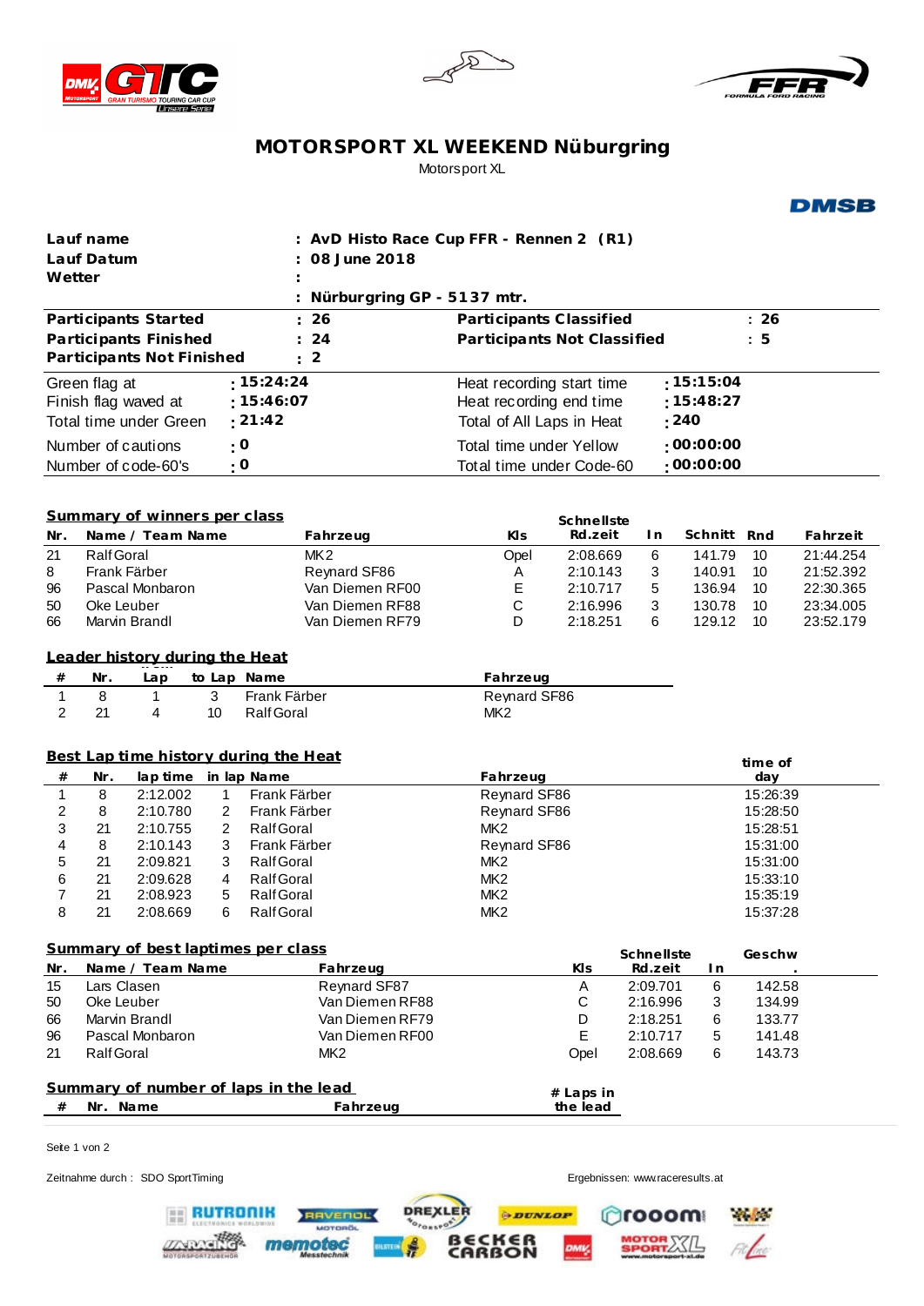# MOTORSPORT XL WEEKEND Nüburgring

Motorsport XL

| | |
|---|---|
| **Lauf name** | **: AvD Histo Race Cup FFR - Rennen 2 (R1)** |
| **Lauf Datum** | **: 08 June 2018** |
| **Wetter** | **:** |
| | **: Nürburgring GP - 5137 mtr.** |

| | | | |
|---|---|---|---|
| **Participants Started** | **: 26** | **Participants Classified** | **: 26** |
| **Participants Finished** | **: 24** | **Participants Not Classified** | **: 5** |
| **Participants Not Finished** | **: 2** | | |

| | | | |
|---|---|---|---|
| Green flag at | **: 15:24:24** | Heat recording start time | **: 15:15:04** |
| Finish flag waved at | **: 15:46:07** | Heat recording end time | **: 15:48:27** |
| Total time under Green | **: 21:42** | Total of All Laps in Heat | **: 240** |
| Number of cautions | **: 0** | Total time under Yellow | **: 00:00:00** |
| Number of code-60's | **: 0** | Total time under Code-60 | **: 00:00:00** |

## Summary of winners per class

| Nr. | Name / Team Name | Fahrzeug | Kls | Schnellste Rd.zeit | In | Schnitt | Rnd | Fahrzeit |
|---|---|---|---|---|---|---|---|---|
| 21 | Ralf Goral | MK2 | Opel | 2:08.669 | 6 | 141.79 | 10 | 21:44.254 |
| 8 | Frank Färber | Reynard SF86 | A | 2:10.143 | 3 | 140.91 | 10 | 21:52.392 |
| 96 | Pascal Monbaron | Van Diemen RF00 | E | 2:10.717 | 5 | 136.94 | 10 | 22:30.365 |
| 50 | Oke Leuber | Van Diemen RF88 | C | 2:16.996 | 3 | 130.78 | 10 | 23:34.005 |
| 66 | Marvin Brandl | Van Diemen RF79 | D | 2:18.251 | 6 | 129.12 | 10 | 23:52.179 |

## Leader history during the Heat

| # | Nr. | Lap | to Lap | Name | Fahrzeug |
|---|---|---|---|---|---|
| 1 | 8 | 1 | 3 | Frank Färber | Reynard SF86 |
| 2 | 21 | 4 | 10 | Ralf Goral | MK2 |

## Best Lap time history during the Heat

| # | Nr. | lap time | in lap | Name | Fahrzeug | time of day |
|---|---|---|---|---|---|---|
| 1 | 8 | 2:12.002 | 1 | Frank Färber | Reynard SF86 | 15:26:39 |
| 2 | 8 | 2:10.780 | 2 | Frank Färber | Reynard SF86 | 15:28:50 |
| 3 | 21 | 2:10.755 | 2 | Ralf Goral | MK2 | 15:28:51 |
| 4 | 8 | 2:10.143 | 3 | Frank Färber | Reynard SF86 | 15:31:00 |
| 5 | 21 | 2:09.821 | 3 | Ralf Goral | MK2 | 15:31:00 |
| 6 | 21 | 2:09.628 | 4 | Ralf Goral | MK2 | 15:33:10 |
| 7 | 21 | 2:08.923 | 5 | Ralf Goral | MK2 | 15:35:19 |
| 8 | 21 | 2:08.669 | 6 | Ralf Goral | MK2 | 15:37:28 |

## Summary of best laptimes per class

| Nr. | Name / Team Name | Fahrzeug | Kls | Schnellste Rd.zeit | In | Geschw. |
|---|---|---|---|---|---|---|
| 15 | Lars Clasen | Reynard SF87 | A | 2:09.701 | 6 | 142.58 |
| 50 | Oke Leuber | Van Diemen RF88 | C | 2:16.996 | 3 | 134.99 |
| 66 | Marvin Brandl | Van Diemen RF79 | D | 2:18.251 | 6 | 133.77 |
| 96 | Pascal Monbaron | Van Diemen RF00 | E | 2:10.717 | 5 | 141.48 |
| 21 | Ralf Goral | MK2 | Opel | 2:08.669 | 6 | 143.73 |

## Summary of number of laps in the lead

| # | Nr. | Name | Fahrzeug | # Laps in the lead |
|---|---|---|---|---|

Zeitnahme durch : SDO SportTiming

Ergebnissen: www.raceresults.at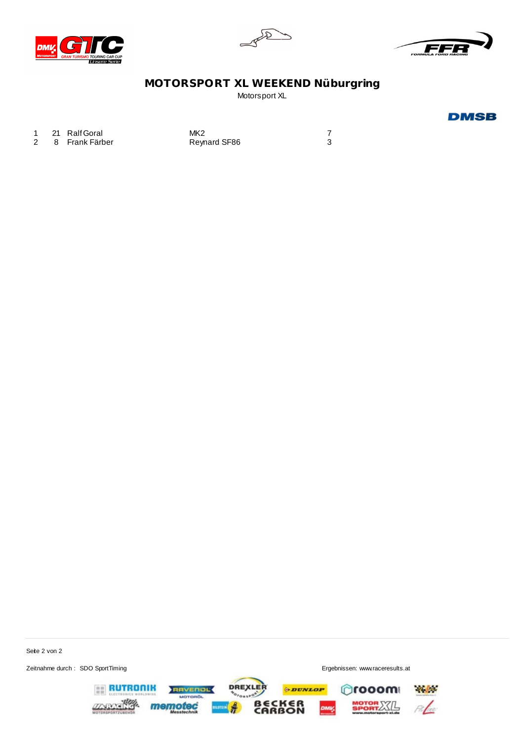# MOTORSPORT XL WEEKEND Nüburgring

Motorsport XL

| | | | | |
|---|---|---|---|---|
| 1 | 21 | Ralf Goral | MK2 | 7 |
| 2 | 8 | Frank Färber | Reynard SF86 | 3 |

Zeitnahme durch : SDO SportTiming

Ergebnissen: www.raceresults.at